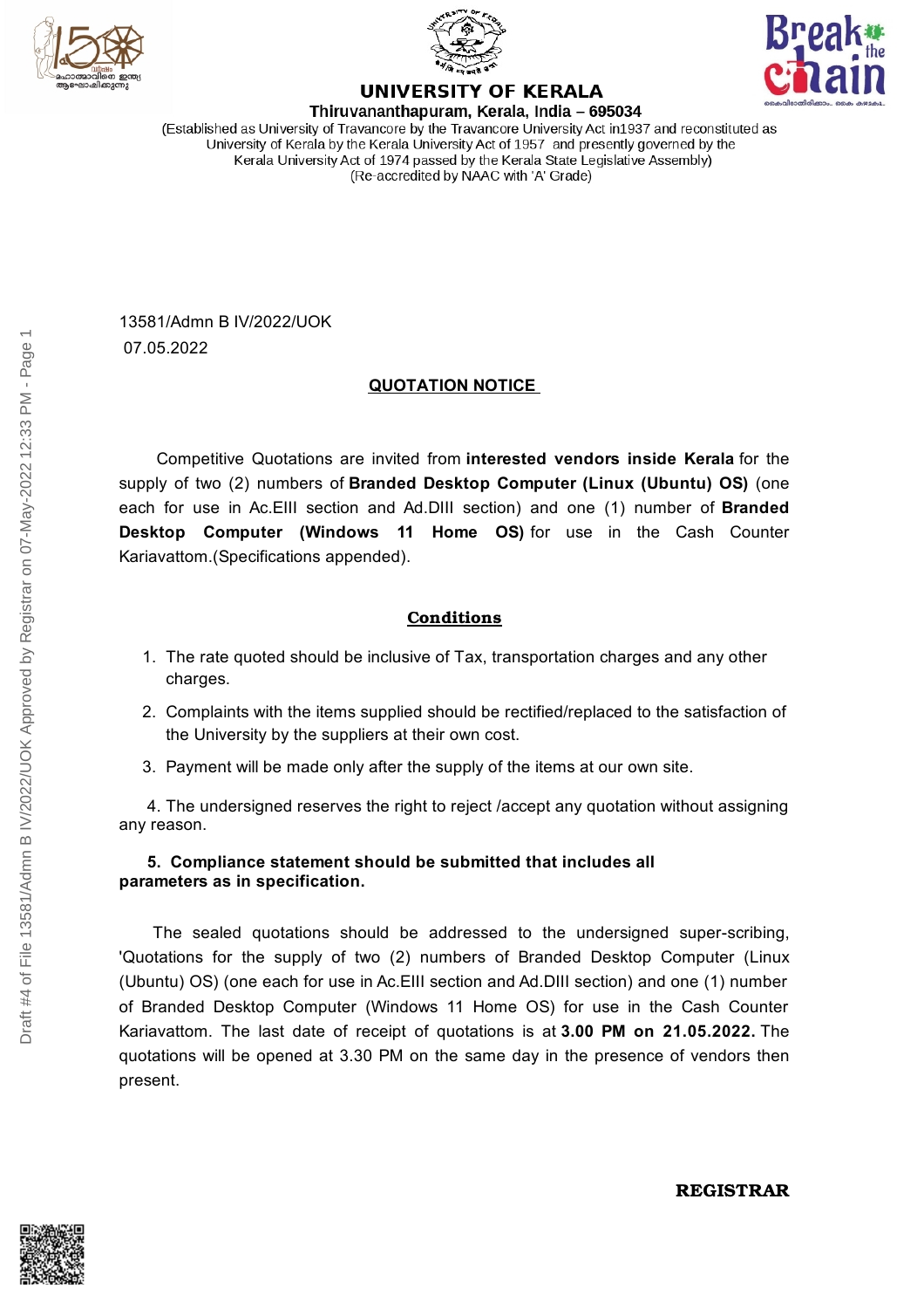# UNIVERSITY OF KERALA

**Thiruvananthapuram, Kerala, India – 695034**

(Established as University of Travancore by the Travancore University Act in1937 and reconstituted as University of Kerala by the Kerala University Act of 1957 and presently governed by the Kerala University Act of 1974 passed by the Kerala State Legislative Assembly)
(Re-accredited by NAAC with 'A' Grade)

13581/Admn B IV/2022/UOK
07.05.2022

## QUOTATION NOTICE

Competitive Quotations are invited from **interested vendors inside Kerala** for the supply of two (2) numbers of **Branded Desktop Computer (Linux (Ubuntu) OS)** (one each for use in Ac.EIII section and Ad.DIII section) and one (1) number of **Branded Desktop Computer (Windows 11 Home OS)** for use in the Cash Counter Kariavattom.(Specifications appended).

## Conditions

1. The rate quoted should be inclusive of Tax, transportation charges and any other charges.
2. Complaints with the items supplied should be rectified/replaced to the satisfaction of the University by the suppliers at their own cost.
3. Payment will be made only after the supply of the items at our own site.
4. The undersigned reserves the right to reject /accept any quotation without assigning any reason.
5. **Compliance statement should be submitted that includes all parameters as in specification.**

The sealed quotations should be addressed to the undersigned super-scribing, 'Quotations for the supply of two (2) numbers of Branded Desktop Computer (Linux (Ubuntu) OS) (one each for use in Ac.EIII section and Ad.DIII section) and one (1) number of Branded Desktop Computer (Windows 11 Home OS) for use in the Cash Counter Kariavattom. The last date of receipt of quotations is at **3.00 PM on 21.05.2022.** The quotations will be opened at 3.30 PM on the same day in the presence of vendors then present.

**REGISTRAR**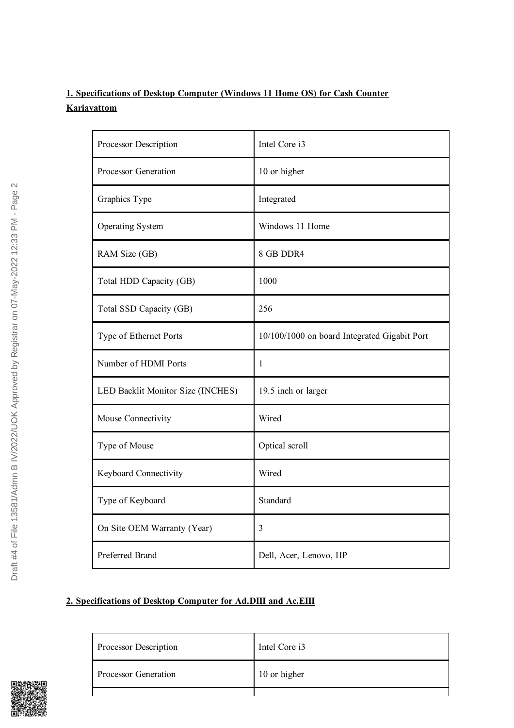**1. Specifications of Desktop Computer (Windows 11 Home OS) for Cash Counter Kariavattom**

| | |
|---|---|
| Processor Description | Intel Core i3 |
| Processor Generation | 10 or higher |
| Graphics Type | Integrated |
| Operating System | Windows 11 Home |
| RAM Size (GB) | 8 GB DDR4 |
| Total HDD Capacity (GB) | 1000 |
| Total SSD Capacity (GB) | 256 |
| Type of Ethernet Ports | 10/100/1000 on board Integrated Gigabit Port |
| Number of HDMI Ports | 1 |
| LED Backlit Monitor Size (INCHES) | 19.5 inch or larger |
| Mouse Connectivity | Wired |
| Type of Mouse | Optical scroll |
| Keyboard Connectivity | Wired |
| Type of Keyboard | Standard |
| On Site OEM Warranty (Year) | 3 |
| Preferred Brand | Dell, Acer, Lenovo, HP |

**2. Specifications of Desktop Computer for Ad.DIII and Ac.EIII**

| | |
|---|---|
| Processor Description | Intel Core i3 |
| Processor Generation | 10 or higher |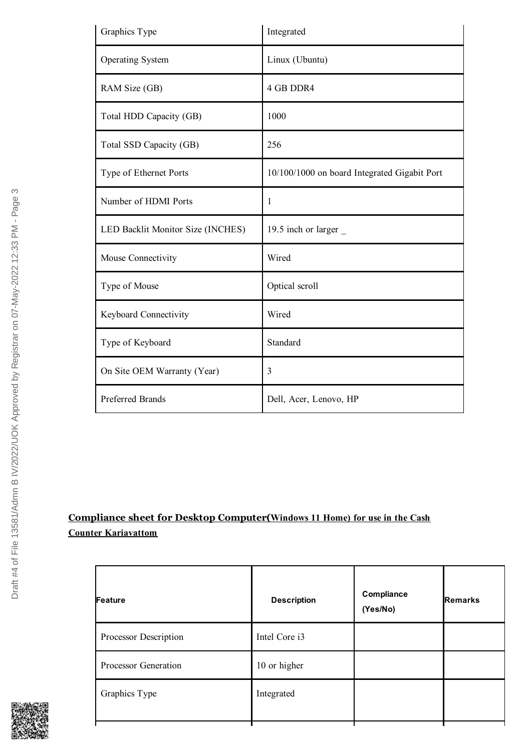| Graphics Type | Integrated |
|---|---|
| Operating System | Linux (Ubuntu) |
| RAM Size (GB) | 4 GB DDR4 |
| Total HDD Capacity (GB) | 1000 |
| Total SSD Capacity (GB) | 256 |
| Type of Ethernet Ports | 10/100/1000 on board Integrated Gigabit Port |
| Number of HDMI Ports | 1 |
| LED Backlit Monitor Size (INCHES) | 19.5 inch or larger _ |
| Mouse Connectivity | Wired |
| Type of Mouse | Optical scroll |
| Keyboard Connectivity | Wired |
| Type of Keyboard | Standard |
| On Site OEM Warranty (Year) | 3 |
| Preferred Brands | Dell, Acer, Lenovo, HP |

**Compliance sheet for Desktop Computer(Windows 11 Home) for use in the Cash Counter Kariavattom**

| Feature | Description | Compliance (Yes/No) | Remarks |
|---|---|---|---|
| Processor Description | Intel Core i3 | | |
| Processor Generation | 10 or higher | | |
| Graphics Type | Integrated | | |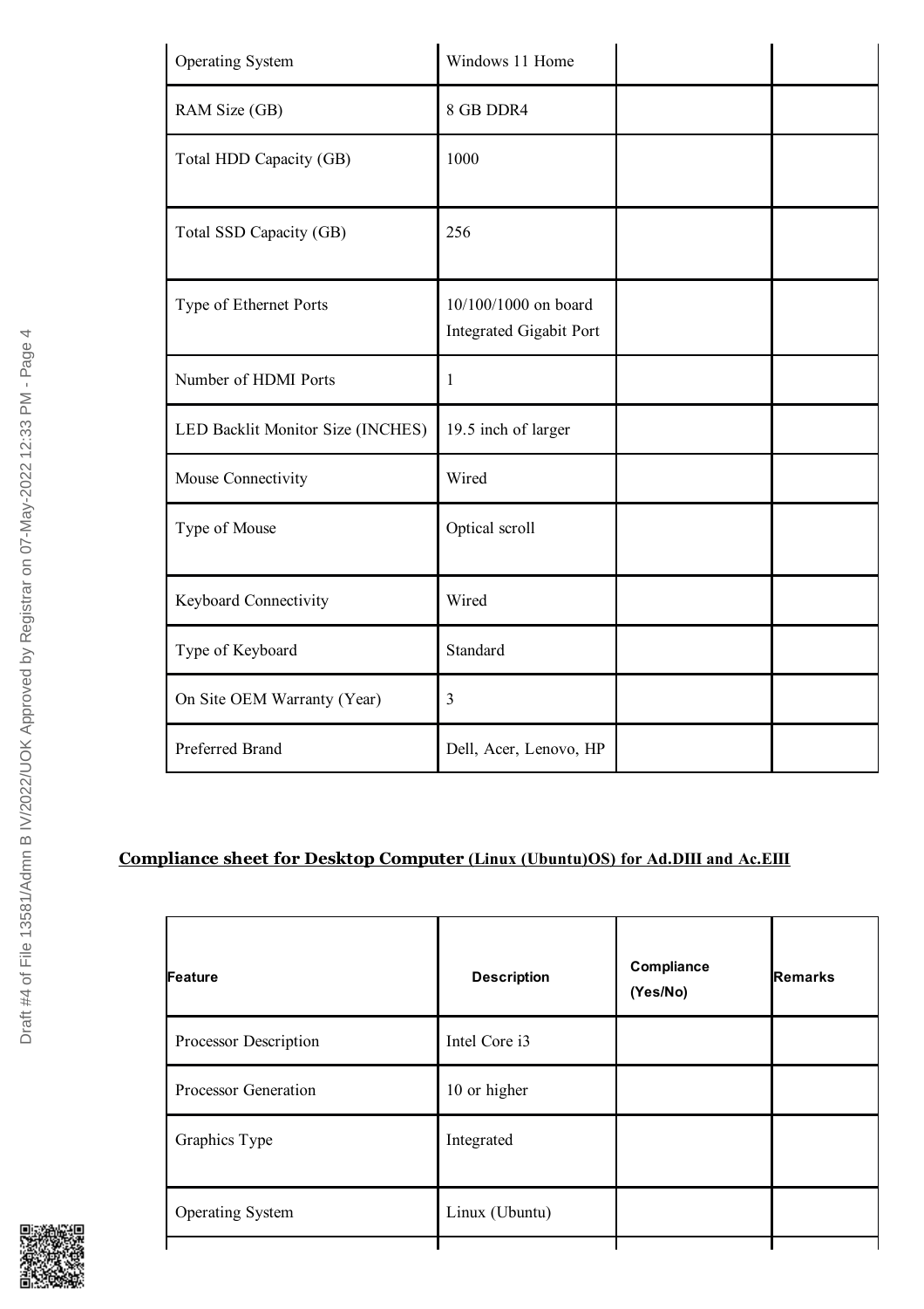| | | | |
|---|---|---|---|
| Operating System | Windows 11 Home | | |
| RAM Size (GB) | 8 GB DDR4 | | |
| Total HDD Capacity (GB) | 1000 | | |
| Total SSD Capacity (GB) | 256 | | |
| Type of Ethernet Ports | 10/100/1000 on board Integrated Gigabit Port | | |
| Number of HDMI Ports | 1 | | |
| LED Backlit Monitor Size (INCHES) | 19.5 inch of larger | | |
| Mouse Connectivity | Wired | | |
| Type of Mouse | Optical scroll | | |
| Keyboard Connectivity | Wired | | |
| Type of Keyboard | Standard | | |
| On Site OEM Warranty (Year) | 3 | | |
| Preferred Brand | Dell, Acer, Lenovo, HP | | |

**Compliance sheet for Desktop Computer (Linux (Ubuntu)OS) for Ad.DIII and Ac.EIII**

| Feature | Description | Compliance (Yes/No) | Remarks |
|---|---|---|---|
| Processor Description | Intel Core i3 | | |
| Processor Generation | 10 or higher | | |
| Graphics Type | Integrated | | |
| Operating System | Linux (Ubuntu) | | |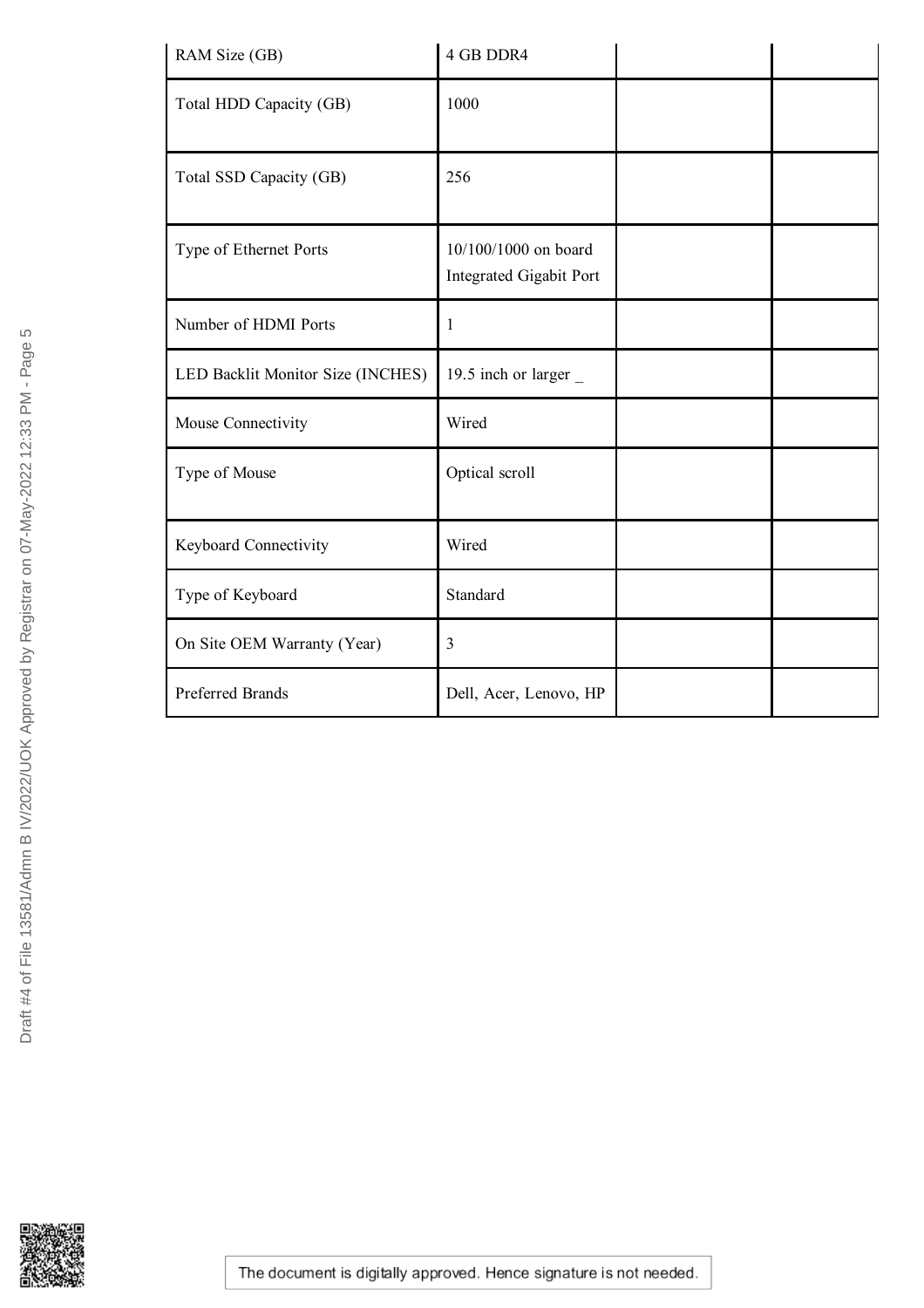| | | | |
|---|---|---|---|
| RAM Size (GB) | 4 GB DDR4 | | |
| Total HDD Capacity (GB) | 1000 | | |
| Total SSD Capacity (GB) | 256 | | |
| Type of Ethernet Ports | 10/100/1000 on board Integrated Gigabit Port | | |
| Number of HDMI Ports | 1 | | |
| LED Backlit Monitor Size (INCHES) | 19.5 inch or larger _ | | |
| Mouse Connectivity | Wired | | |
| Type of Mouse | Optical scroll | | |
| Keyboard Connectivity | Wired | | |
| Type of Keyboard | Standard | | |
| On Site OEM Warranty (Year) | 3 | | |
| Preferred Brands | Dell, Acer, Lenovo, HP | | |

The document is digitally approved. Hence signature is not needed.